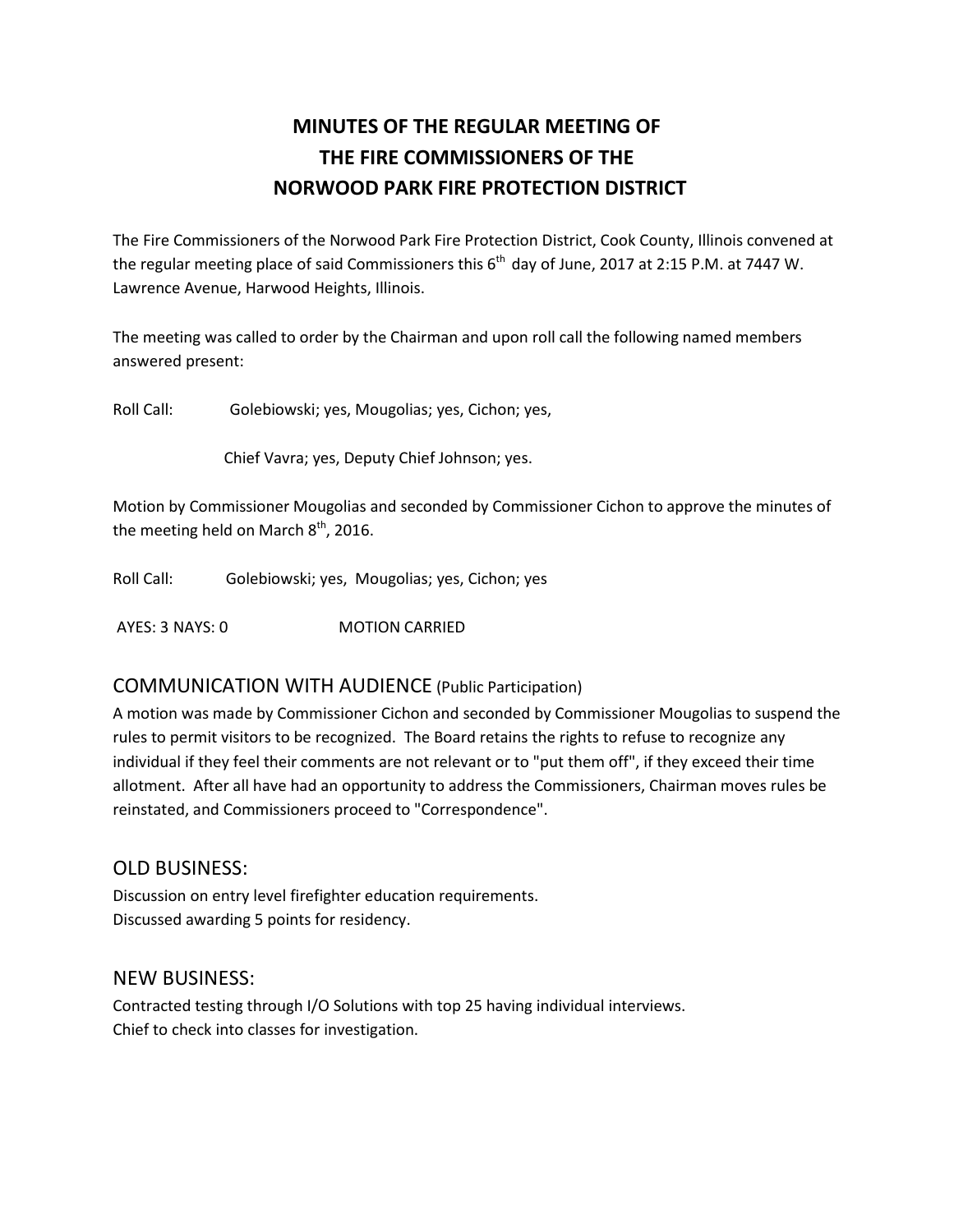# MINUTES OF THE REGULAR MEETING OF THE FIRE COMMISSIONERS OF THE NORWOOD PARK FIRE PROTECTION DISTRICT

The Fire Commissioners of the Norwood Park Fire Protection District, Cook County, Illinois convened at the regular meeting place of said Commissioners this 6th day of June, 2017 at 2:15 P.M. at 7447 W. Lawrence Avenue, Harwood Heights, Illinois.

The meeting was called to order by the Chairman and upon roll call the following named members answered present:

Roll Call: Golebiowski; yes, Mougolias; yes, Cichon; yes,

Chief Vavra; yes, Deputy Chief Johnson; yes.

Motion by Commissioner Mougolias and seconded by Commissioner Cichon to approve the minutes of the meeting held on March 8th, 2016.

Roll Call: Golebiowski; yes, Mougolias; yes, Cichon; yes

AYES: 3 NAYS: 0 MOTION CARRIED

## COMMUNICATION WITH AUDIENCE (Public Participation)

A motion was made by Commissioner Cichon and seconded by Commissioner Mougolias to suspend the rules to permit visitors to be recognized. The Board retains the rights to refuse to recognize any individual if they feel their comments are not relevant or to "put them off", if they exceed their time allotment. After all have had an opportunity to address the Commissioners, Chairman moves rules be reinstated, and Commissioners proceed to "Correspondence".

## OLD BUSINESS:

Discussion on entry level firefighter education requirements.
Discussed awarding 5 points for residency.

## NEW BUSINESS:

Contracted testing through I/O Solutions with top 25 having individual interviews.
Chief to check into classes for investigation.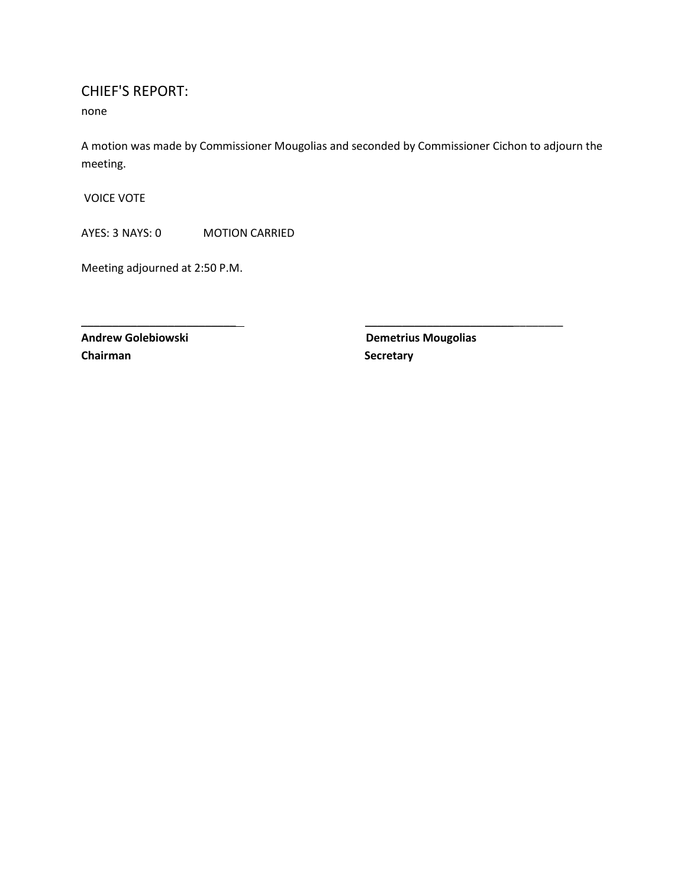## CHIEF'S REPORT:

none

A motion was made by Commissioner Mougolias and seconded by Commissioner Cichon to adjourn the meeting.

VOICE VOTE

AYES: 3 NAYS: 0 MOTION CARRIED

Meeting adjourned at 2:50 P.M.

| | |
|---|---|
| ___________________________ | ___________________________ |
| **Andrew Golebiowski** | **Demetrius Mougolias** |
| **Chairman** | **Secretary** |